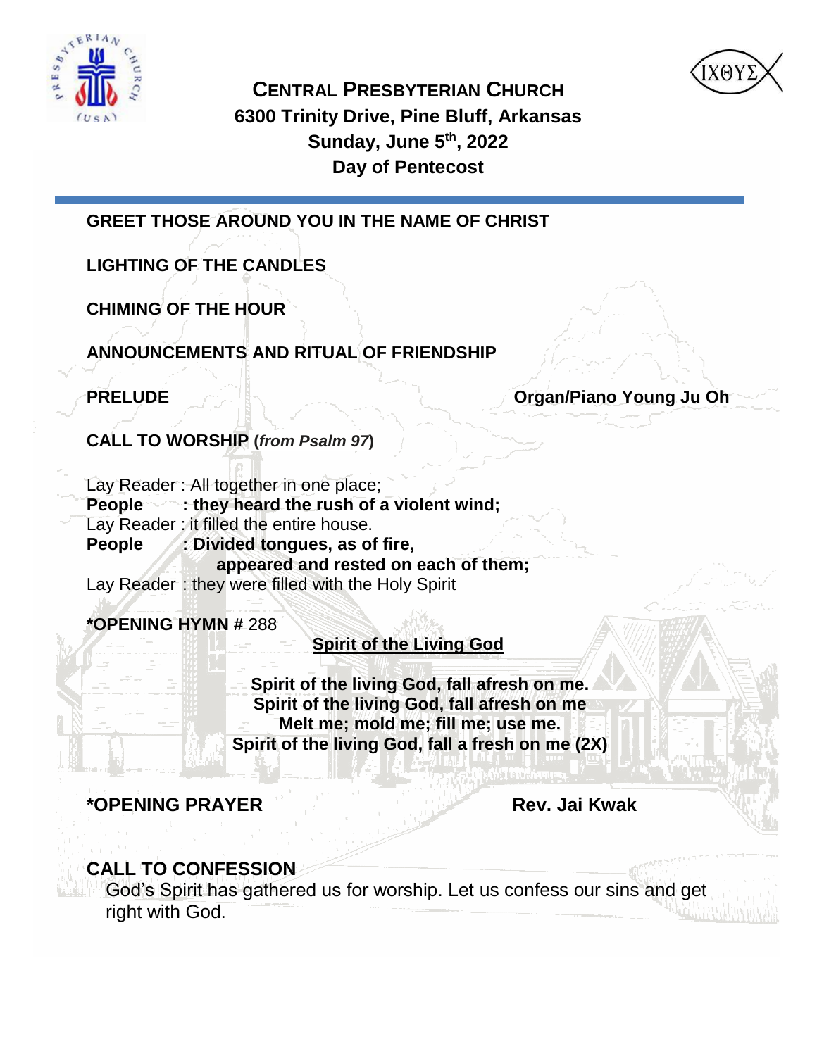# CENTRAL PRESBYTERIAN CHURCH

**6300 Trinity Drive, Pine Bluff, Arkansas**
**Sunday, June 5th, 2022**
**Day of Pentecost**

---

**GREET THOSE AROUND YOU IN THE NAME OF CHRIST**

**LIGHTING OF THE CANDLES**

**CHIMING OF THE HOUR**

**ANNOUNCEMENTS AND RITUAL OF FRIENDSHIP**

**PRELUDE** — **Organ/Piano Young Ju Oh**

**CALL TO WORSHIP (*from Psalm 97*)**

Lay Reader : All together in one place;
**People : they heard the rush of a violent wind;**
Lay Reader : it filled the entire house.
**People : Divided tongues, as of fire,**
**appeared and rested on each of them;**
Lay Reader : they were filled with the Holy Spirit

**\*OPENING HYMN #** 288

**Spirit of the Living God**

**Spirit of the living God, fall afresh on me.**
**Spirit of the living God, fall afresh on me**
**Melt me; mold me; fill me; use me.**
**Spirit of the living God, fall a fresh on me (2X)**

**\*OPENING PRAYER** — **Rev. Jai Kwak**

**CALL TO CONFESSION**

God's Spirit has gathered us for worship. Let us confess our sins and get right with God.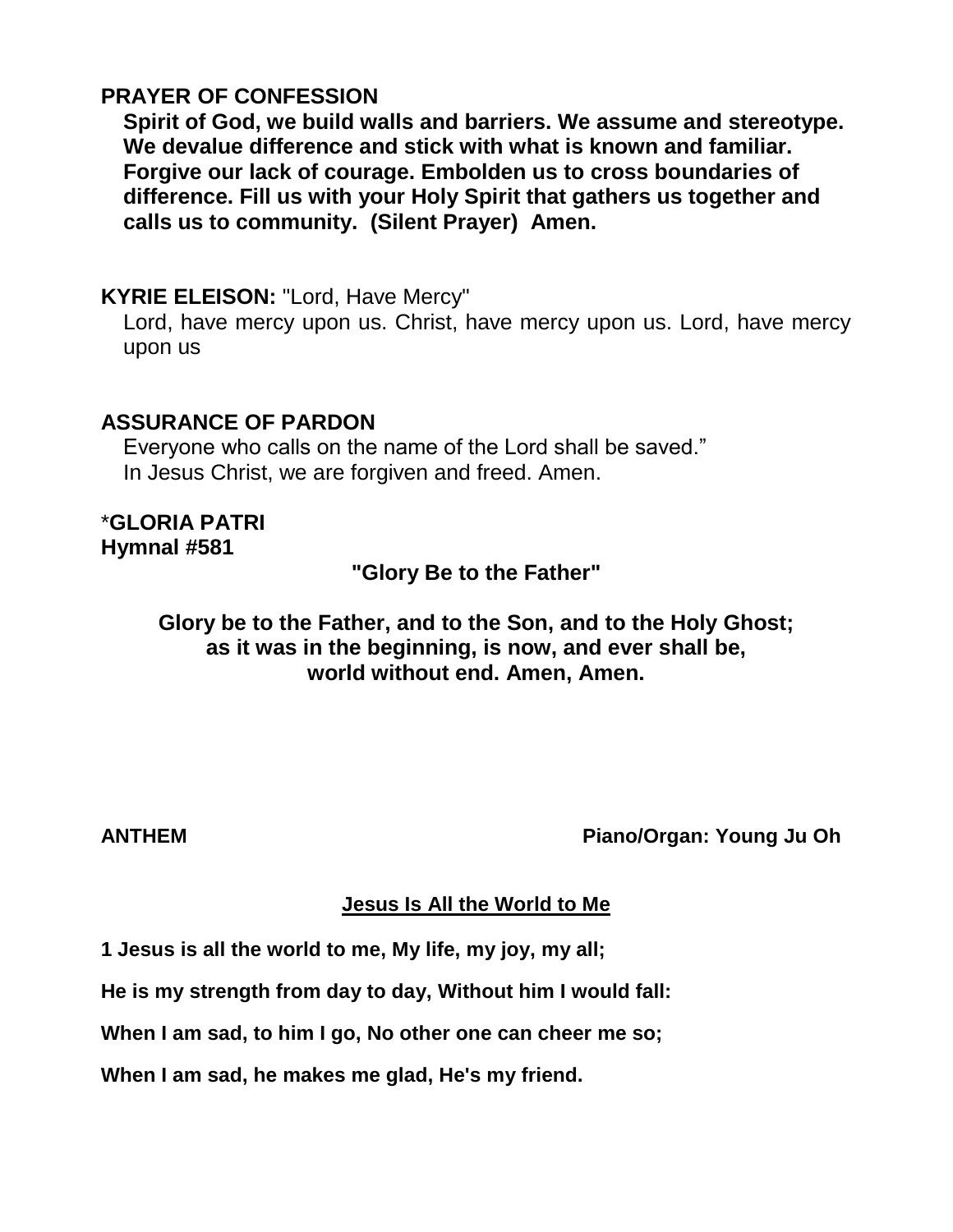**PRAYER OF CONFESSION**

**Spirit of God, we build walls and barriers. We assume and stereotype. We devalue difference and stick with what is known and familiar. Forgive our lack of courage. Embolden us to cross boundaries of difference. Fill us with your Holy Spirit that gathers us together and calls us to community. (Silent Prayer) Amen.**

**KYRIE ELEISON:** "Lord, Have Mercy"

Lord, have mercy upon us. Christ, have mercy upon us. Lord, have mercy upon us

**ASSURANCE OF PARDON**

Everyone who calls on the name of the Lord shall be saved."
In Jesus Christ, we are forgiven and freed. Amen.

*__GLORIA PATRI__
**Hymnal #581**

**"Glory Be to the Father"**

**Glory be to the Father, and to the Son, and to the Holy Ghost;**
**as it was in the beginning, is now, and ever shall be,**
**world without end. Amen, Amen.**

**ANTHEM** **Piano/Organ: Young Ju Oh**

**Jesus Is All the World to Me**

**1 Jesus is all the world to me, My life, my joy, my all;**

**He is my strength from day to day, Without him I would fall:**

**When I am sad, to him I go, No other one can cheer me so;**

**When I am sad, he makes me glad, He's my friend.**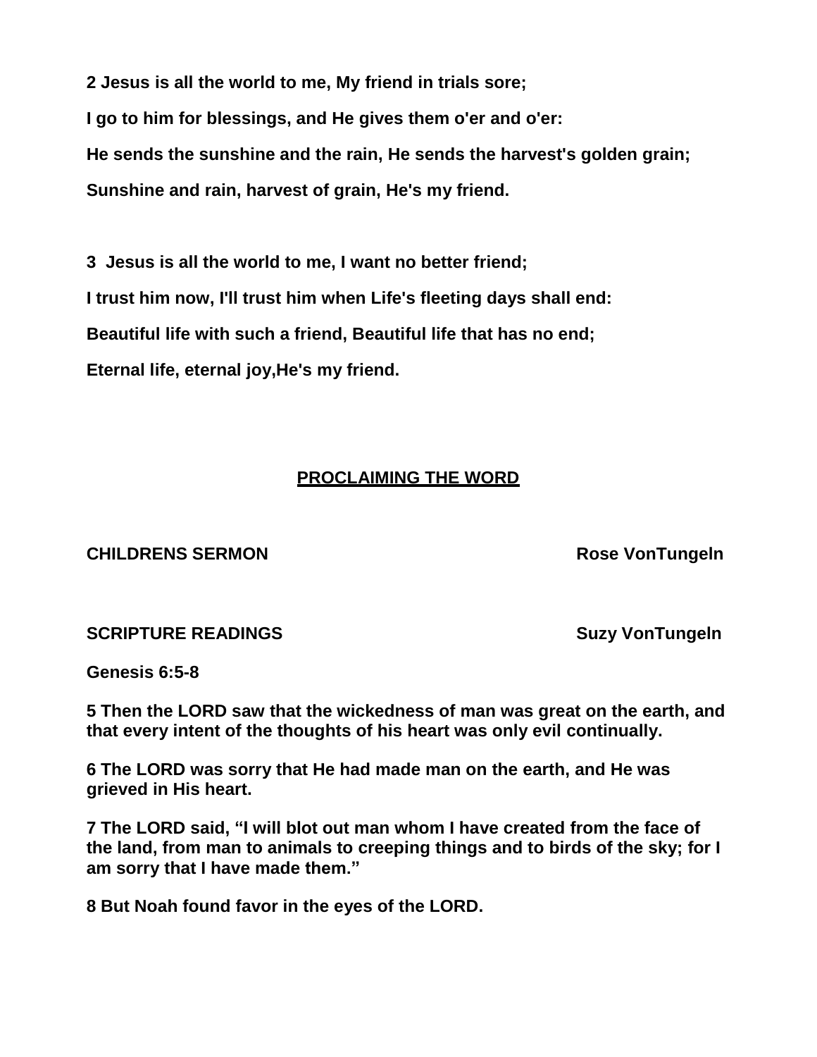**2 Jesus is all the world to me, My friend in trials sore;**

**I go to him for blessings, and He gives them o'er and o'er:**

**He sends the sunshine and the rain, He sends the harvest's golden grain;**

**Sunshine and rain, harvest of grain, He's my friend.**

**3 Jesus is all the world to me, I want no better friend;**

**I trust him now, I'll trust him when Life's fleeting days shall end:**

**Beautiful life with such a friend, Beautiful life that has no end;**

**Eternal life, eternal joy,He's my friend.**

## PROCLAIMING THE WORD

**CHILDRENS SERMON** Rose VonTungeln

**SCRIPTURE READINGS** Suzy VonTungeln

**Genesis 6:5-8**

**5 Then the LORD saw that the wickedness of man was great on the earth, and that every intent of the thoughts of his heart was only evil continually.**

**6 The LORD was sorry that He had made man on the earth, and He was grieved in His heart.**

**7 The LORD said, “I will blot out man whom I have created from the face of the land, from man to animals to creeping things and to birds of the sky; for I am sorry that I have made them.”**

**8 But Noah found favor in the eyes of the LORD.**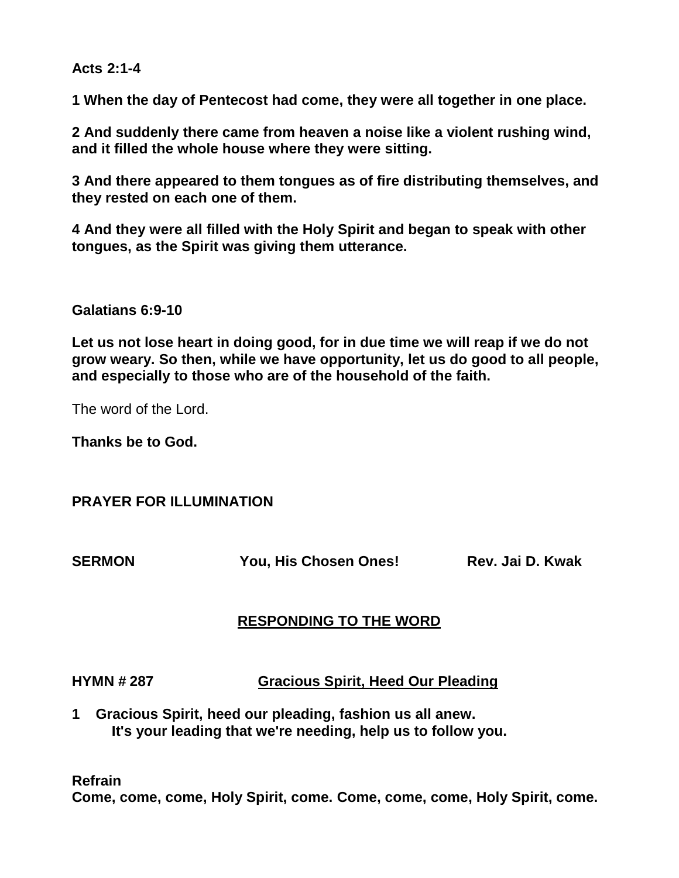**Acts 2:1-4**

**1 When the day of Pentecost had come, they were all together in one place.**

**2 And suddenly there came from heaven a noise like a violent rushing wind, and it filled the whole house where they were sitting.**

**3 And there appeared to them tongues as of fire distributing themselves, and they rested on each one of them.**

**4 And they were all filled with the Holy Spirit and began to speak with other tongues, as the Spirit was giving them utterance.**

**Galatians 6:9-10**

**Let us not lose heart in doing good, for in due time we will reap if we do not grow weary. So then, while we have opportunity, let us do good to all people, and especially to those who are of the household of the faith.**

The word of the Lord.

**Thanks be to God.**

**PRAYER FOR ILLUMINATION**

**SERMON** **You, His Chosen Ones!** **Rev. Jai D. Kwak**

## RESPONDING TO THE WORD

**HYMN # 287** **Gracious Spirit, Heed Our Pleading**

**1 Gracious Spirit, heed our pleading, fashion us all anew.**
**It's your leading that we're needing, help us to follow you.**

**Refrain**
**Come, come, come, Holy Spirit, come. Come, come, come, Holy Spirit, come.**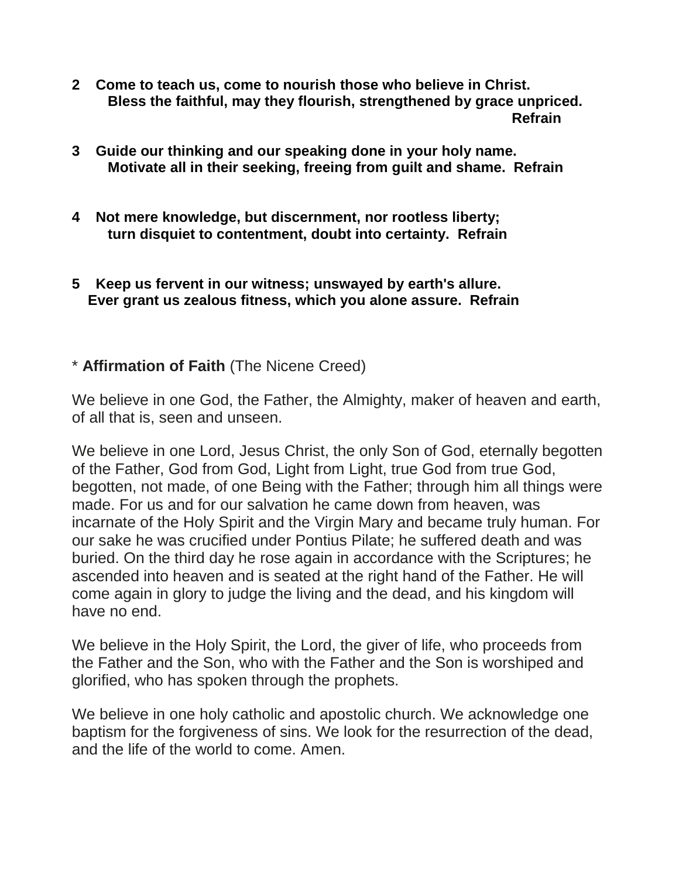**2 Come to teach us, come to nourish those who believe in Christ.**
**Bless the faithful, may they flourish, strengthened by grace unpriced.**
**Refrain**

**3 Guide our thinking and our speaking done in your holy name.**
**Motivate all in their seeking, freeing from guilt and shame. Refrain**

**4 Not mere knowledge, but discernment, nor rootless liberty;**
**turn disquiet to contentment, doubt into certainty. Refrain**

**5 Keep us fervent in our witness; unswayed by earth's allure.**
**Ever grant us zealous fitness, which you alone assure. Refrain**

* **Affirmation of Faith** (The Nicene Creed)

We believe in one God, the Father, the Almighty, maker of heaven and earth, of all that is, seen and unseen.

We believe in one Lord, Jesus Christ, the only Son of God, eternally begotten of the Father, God from God, Light from Light, true God from true God, begotten, not made, of one Being with the Father; through him all things were made. For us and for our salvation he came down from heaven, was incarnate of the Holy Spirit and the Virgin Mary and became truly human. For our sake he was crucified under Pontius Pilate; he suffered death and was buried. On the third day he rose again in accordance with the Scriptures; he ascended into heaven and is seated at the right hand of the Father. He will come again in glory to judge the living and the dead, and his kingdom will have no end.

We believe in the Holy Spirit, the Lord, the giver of life, who proceeds from the Father and the Son, who with the Father and the Son is worshiped and glorified, who has spoken through the prophets.

We believe in one holy catholic and apostolic church. We acknowledge one baptism for the forgiveness of sins. We look for the resurrection of the dead, and the life of the world to come. Amen.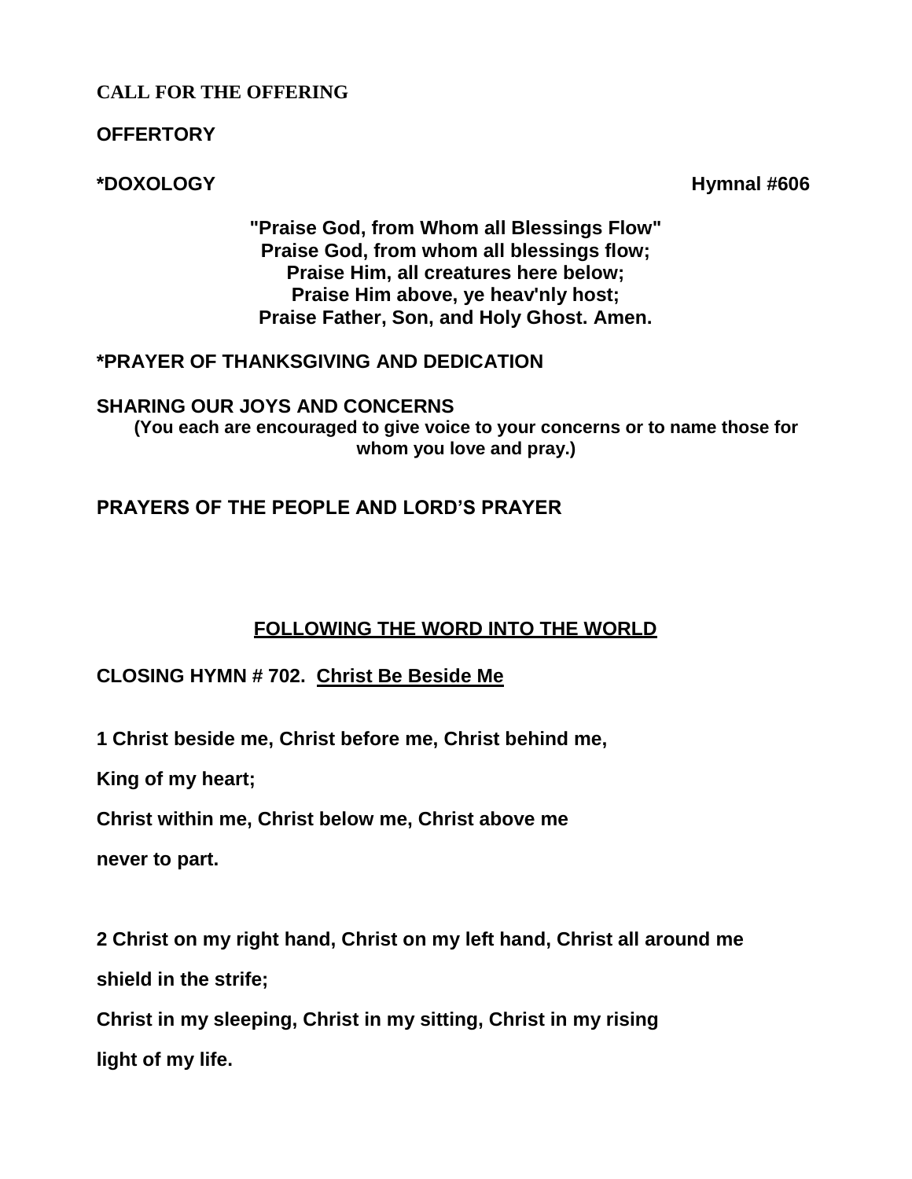**CALL FOR THE OFFERING**

**OFFERTORY**

**\*DOXOLOGY** **Hymnal #606**

**"Praise God, from Whom all Blessings Flow"**
**Praise God, from whom all blessings flow;**
**Praise Him, all creatures here below;**
**Praise Him above, ye heav'nly host;**
**Praise Father, Son, and Holy Ghost. Amen.**

**\*PRAYER OF THANKSGIVING AND DEDICATION**

**SHARING OUR JOYS AND CONCERNS**
**(You each are encouraged to give voice to your concerns or to name those for whom you love and pray.)**

**PRAYERS OF THE PEOPLE AND LORD'S PRAYER**

## FOLLOWING THE WORD INTO THE WORLD

**CLOSING HYMN # 702. Christ Be Beside Me**

**1 Christ beside me, Christ before me, Christ behind me,**

**King of my heart;**

**Christ within me, Christ below me, Christ above me**

**never to part.**

**2 Christ on my right hand, Christ on my left hand, Christ all around me**

**shield in the strife;**

**Christ in my sleeping, Christ in my sitting, Christ in my rising**

**light of my life.**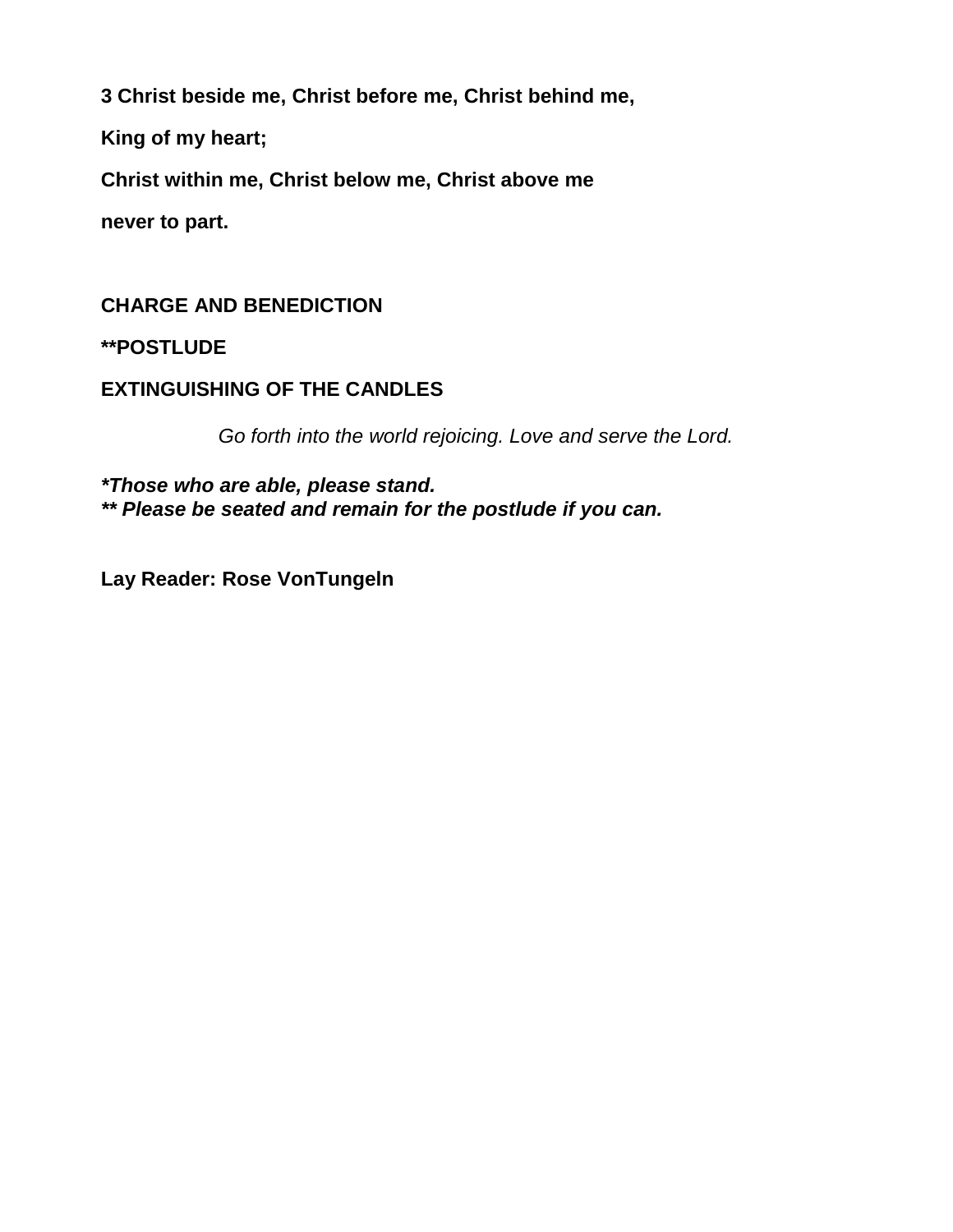**3 Christ beside me, Christ before me, Christ behind me,**

**King of my heart;**

**Christ within me, Christ below me, Christ above me**

**never to part.**

**CHARGE AND BENEDICTION**

****POSTLUDE**

**EXTINGUISHING OF THE CANDLES**

*Go forth into the world rejoicing. Love and serve the Lord.*

***Those who are able, please stand.***
***** Please be seated and remain for the postlude if you can.***

**Lay Reader: Rose VonTungeln**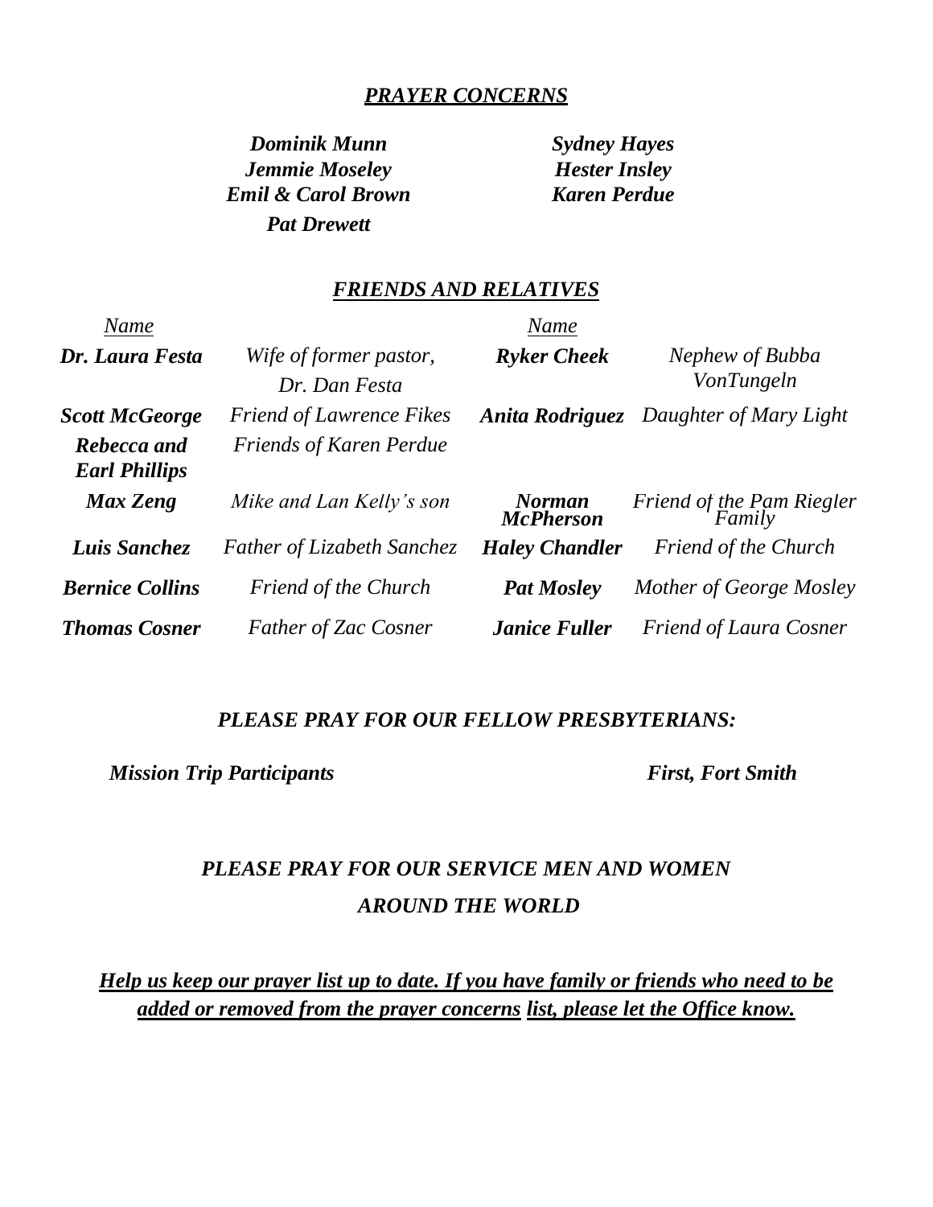## ***PRAYER CONCERNS***

***Dominik Munn***
***Jemmie Moseley***
***Emil & Carol Brown***
***Pat Drewett***
***Sydney Hayes***
***Hester Insley***
***Karen Perdue***

## ***FRIENDS AND RELATIVES***

| *Name* | | *Name* | |
|---|---|---|---|
| ***Dr. Laura Festa*** | *Wife of former pastor, Dr. Dan Festa* | ***Ryker Cheek*** | *Nephew of Bubba VonTungeln* |
| ***Scott McGeorge*** | *Friend of Lawrence Fikes* | ***Anita Rodriguez*** | *Daughter of Mary Light* |
| ***Rebecca and Earl Phillips*** | *Friends of Karen Perdue* | | |
| ***Max Zeng*** | *Mike and Lan Kelly's son* | ***Norman McPherson*** | *Friend of the Pam Riegler Family* |
| ***Luis Sanchez*** | *Father of Lizabeth Sanchez* | ***Haley Chandler*** | *Friend of the Church* |
| ***Bernice Collins*** | *Friend of the Church* | ***Pat Mosley*** | *Mother of George Mosley* |
| ***Thomas Cosner*** | *Father of Zac Cosner* | ***Janice Fuller*** | *Friend of Laura Cosner* |

### ***PLEASE PRAY FOR OUR FELLOW PRESBYTERIANS:***

***Mission Trip Participants*** ***First, Fort Smith***

### ***PLEASE PRAY FOR OUR SERVICE MEN AND WOMEN AROUND THE WORLD***

***Help us keep our prayer list up to date. If you have family or friends who need to be added or removed from the prayer concerns list, please let the Office know.***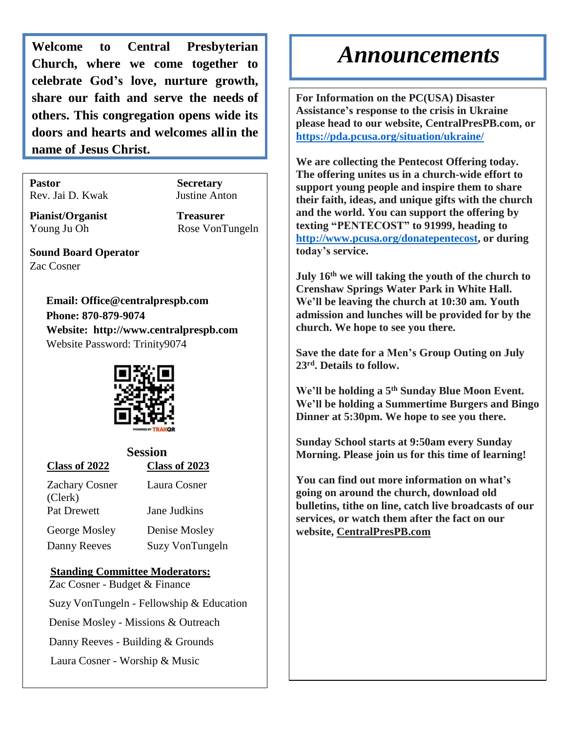**Welcome to Central Presbyterian Church, where we come together to celebrate God's love, nurture growth, share our faith and serve the needs of others. This congregation opens wide its doors and hearts and welcomes all in the name of Jesus Christ.**

**Pastor**
Rev. Jai D. Kwak

**Secretary**
Justine Anton

**Pianist/Organist**
Young Ju Oh

**Treasurer**
Rose VonTungeln

**Sound Board Operator**
Zac Cosner

**Email: Office@centralprespb.com**
**Phone: 870-879-9074**
**Website: http://www.centralprespb.com**
Website Password: Trinity9074

POWERED BY TRAKQR

### Session

| Class of 2022 | Class of 2023 |
|---|---|
| Zachary Cosner (Clerk) | Laura Cosner |
| Pat Drewett | Jane Judkins |
| George Mosley | Denise Mosley |
| Danny Reeves | Suzy VonTungeln |

**Standing Committee Moderators:**

Zac Cosner - Budget & Finance

Suzy VonTungeln - Fellowship & Education

Denise Mosley - Missions & Outreach

Danny Reeves - Building & Grounds

Laura Cosner - Worship & Music

# *Announcements*

**For Information on the PC(USA) Disaster Assistance's response to the crisis in Ukraine please head to our website, CentralPresPB.com, or https://pda.pcusa.org/situation/ukraine/**

**We are collecting the Pentecost Offering today. The offering unites us in a church-wide effort to support young people and inspire them to share their faith, ideas, and unique gifts with the church and the world. You can support the offering by texting "PENTECOST" to 91999, heading to http://www.pcusa.org/donatepentecost, or during today's service.**

**July 16th we will taking the youth of the church to Crenshaw Springs Water Park in White Hall. We'll be leaving the church at 10:30 am. Youth admission and lunches will be provided for by the church. We hope to see you there.**

**Save the date for a Men's Group Outing on July 23rd. Details to follow.**

**We'll be holding a 5th Sunday Blue Moon Event. We'll be holding a Summertime Burgers and Bingo Dinner at 5:30pm. We hope to see you there.**

**Sunday School starts at 9:50am every Sunday Morning. Please join us for this time of learning!**

**You can find out more information on what's going on around the church, download old bulletins, tithe on line, catch live broadcasts of our services, or watch them after the fact on our website, CentralPresPB.com**